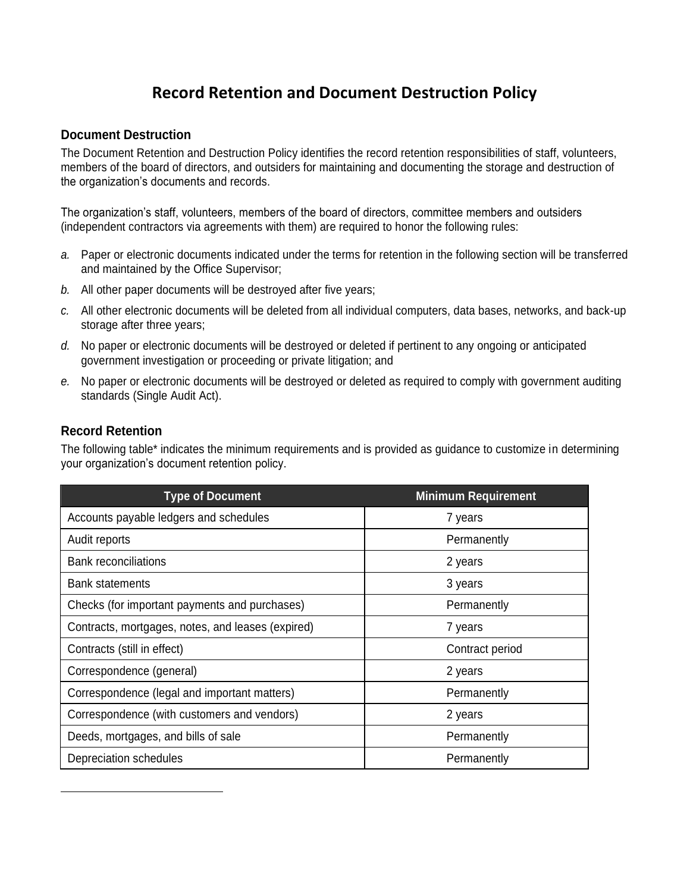# Record Retention and Document Destruction Policy

## Document Destruction

The Document Retention and Destruction Policy identifies the record retention responsibilities of staff, volunteers, members of the board of directors, and outsiders for maintaining and documenting the storage and destruction of the organization's documents and records.

The organization's staff, volunteers, members of the board of directors, committee members and outsiders (independent contractors via agreements with them) are required to honor the following rules:

*a.* Paper or electronic documents indicated under the terms for retention in the following section will be transferred and maintained by the Office Supervisor;

*b.* All other paper documents will be destroyed after five years;

*c.* All other electronic documents will be deleted from all individual computers, data bases, networks, and back-up storage after three years;

*d.* No paper or electronic documents will be destroyed or deleted if pertinent to any ongoing or anticipated government investigation or proceeding or private litigation; and

*e.* No paper or electronic documents will be destroyed or deleted as required to comply with government auditing standards (Single Audit Act).

## Record Retention

The following table* indicates the minimum requirements and is provided as guidance to customize in determining your organization's document retention policy.

| Type of Document | Minimum Requirement |
|---|---|
| Accounts payable ledgers and schedules | 7 years |
| Audit reports | Permanently |
| Bank reconciliations | 2 years |
| Bank statements | 3 years |
| Checks (for important payments and purchases) | Permanently |
| Contracts, mortgages, notes, and leases (expired) | 7 years |
| Contracts (still in effect) | Contract period |
| Correspondence (general) | 2 years |
| Correspondence (legal and important matters) | Permanently |
| Correspondence (with customers and vendors) | 2 years |
| Deeds, mortgages, and bills of sale | Permanently |
| Depreciation schedules | Permanently |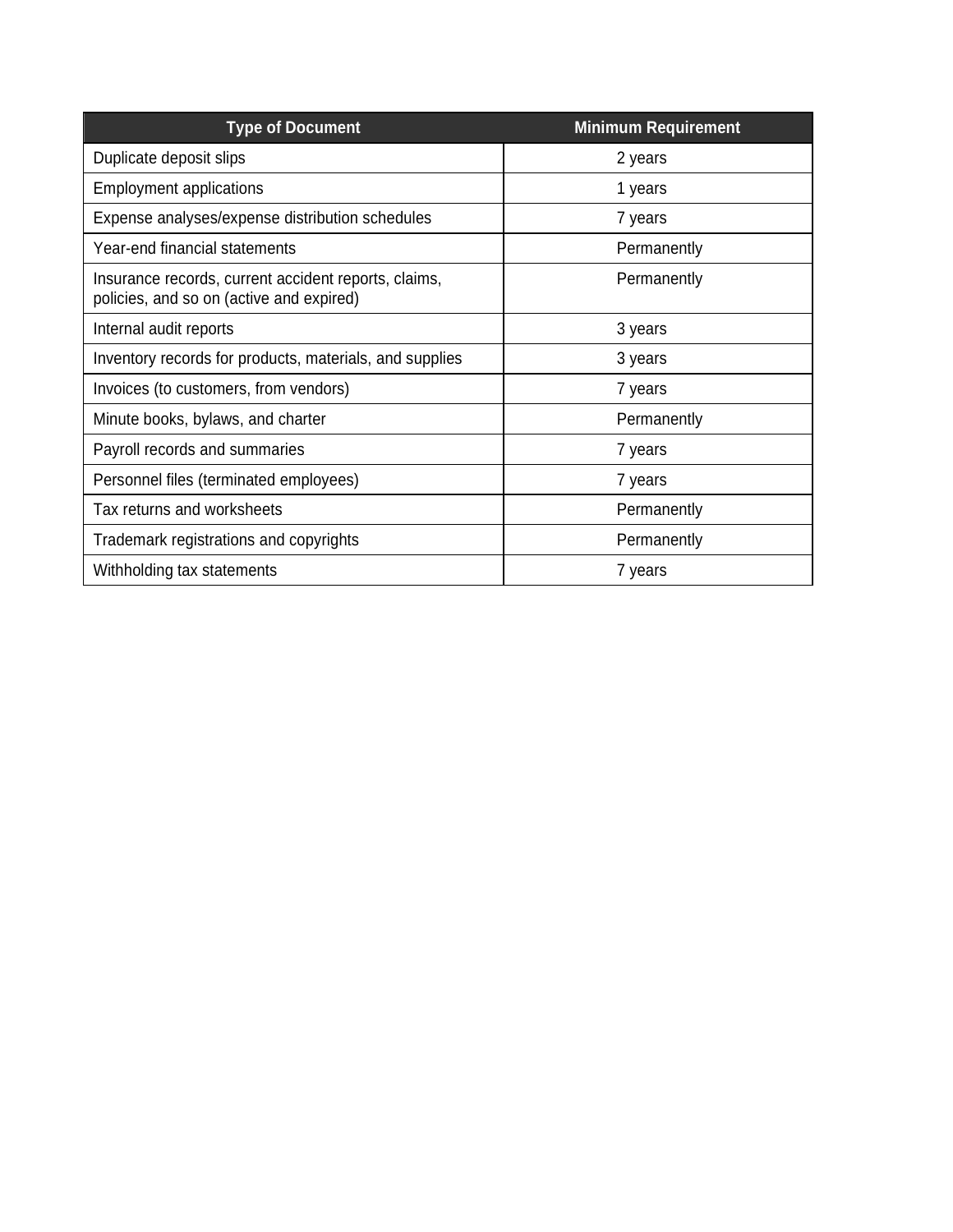| Type of Document | Minimum Requirement |
| --- | --- |
| Duplicate deposit slips | 2 years |
| Employment applications | 1 years |
| Expense analyses/expense distribution schedules | 7 years |
| Year-end financial statements | Permanently |
| Insurance records, current accident reports, claims, policies, and so on (active and expired) | Permanently |
| Internal audit reports | 3 years |
| Inventory records for products, materials, and supplies | 3 years |
| Invoices (to customers, from vendors) | 7 years |
| Minute books, bylaws, and charter | Permanently |
| Payroll records and summaries | 7 years |
| Personnel files (terminated employees) | 7 years |
| Tax returns and worksheets | Permanently |
| Trademark registrations and copyrights | Permanently |
| Withholding tax statements | 7 years |